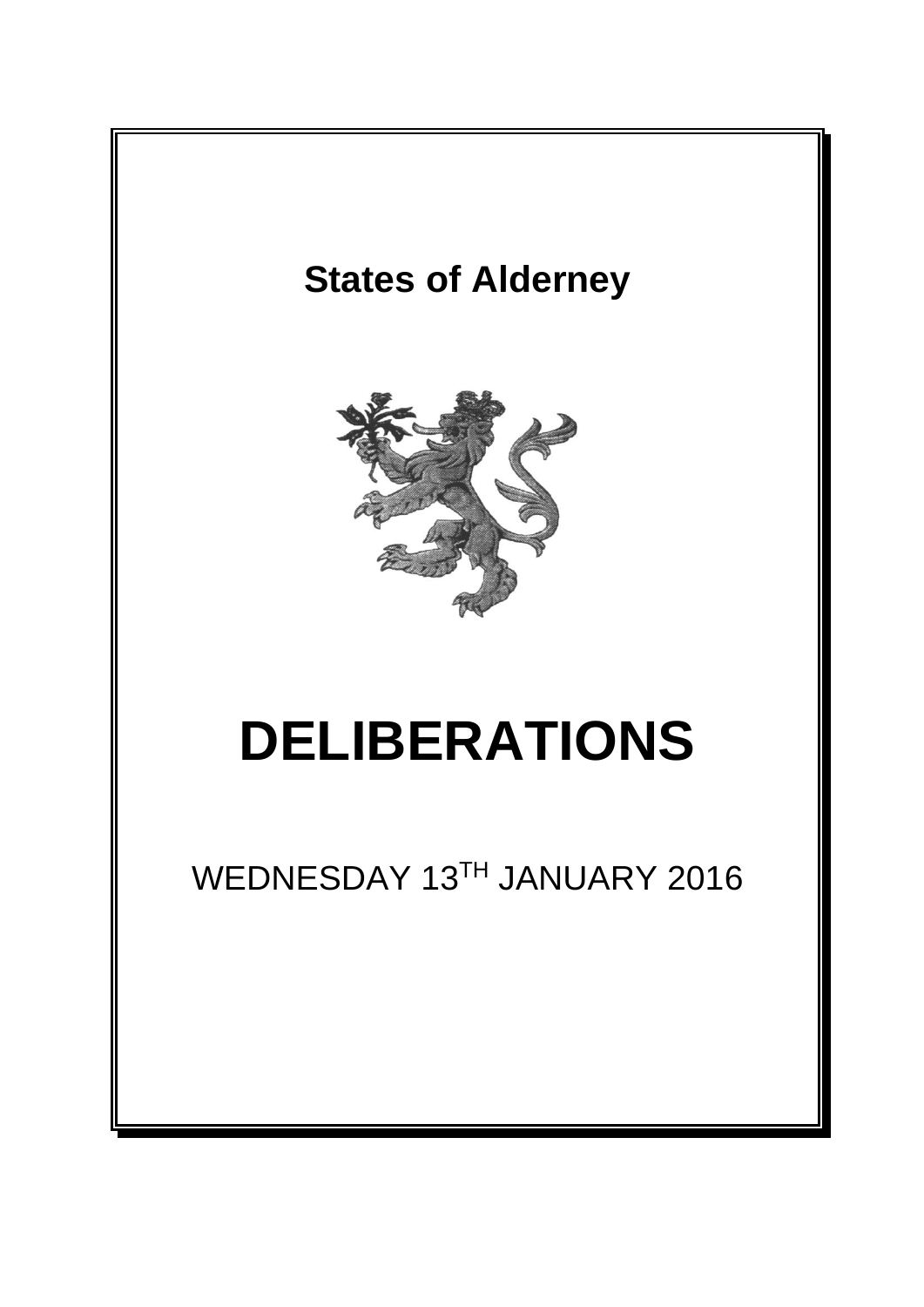**States of Alderney**

# DELIBERATIONS

WEDNESDAY 13TH JANUARY 2016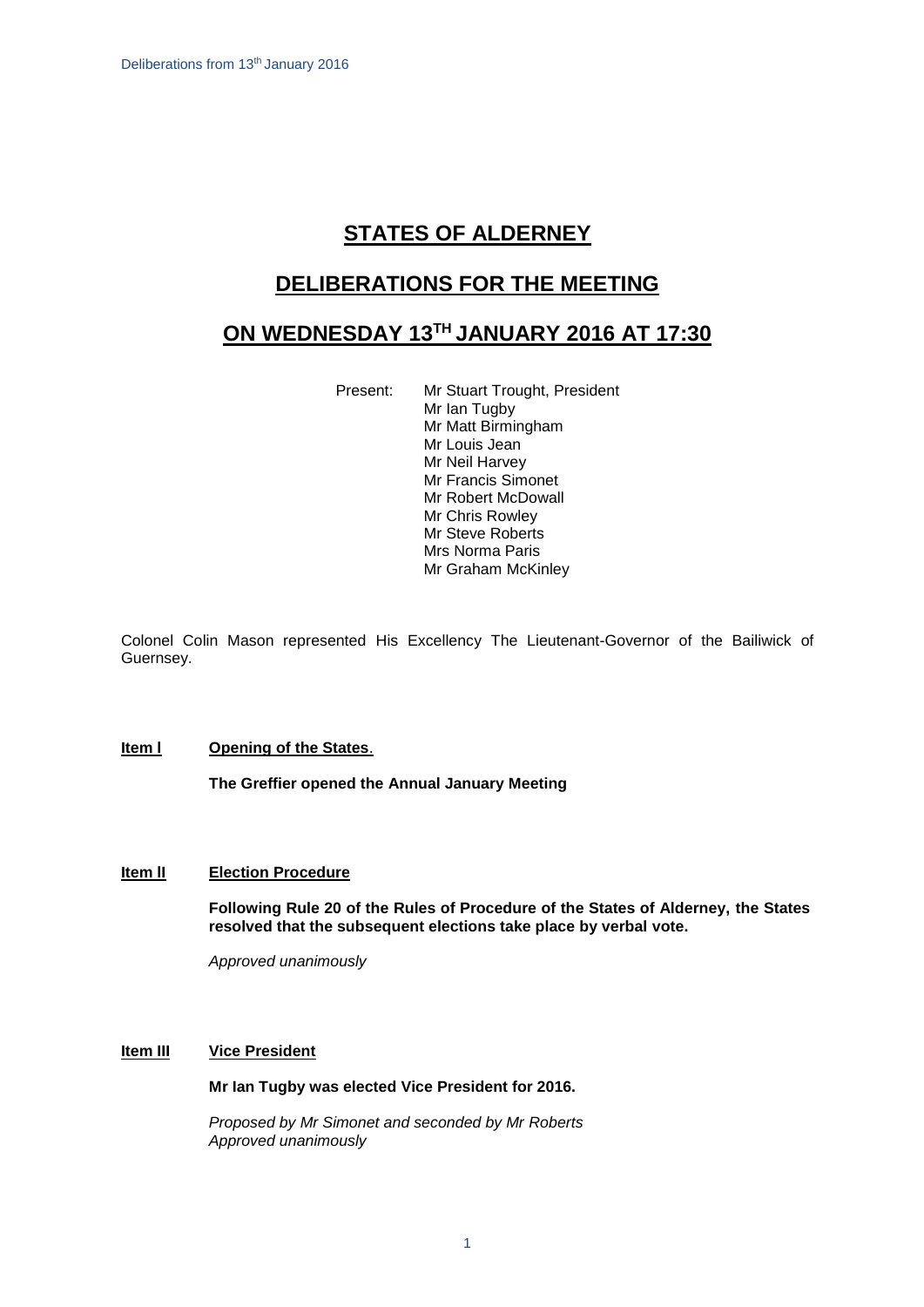# STATES OF ALDERNEY

## DELIBERATIONS FOR THE MEETING

## ON WEDNESDAY 13TH JANUARY 2016 AT 17:30

Present:
Mr Stuart Trought, President
Mr Ian Tugby
Mr Matt Birmingham
Mr Louis Jean
Mr Neil Harvey
Mr Francis Simonet
Mr Robert McDowall
Mr Chris Rowley
Mr Steve Roberts
Mrs Norma Paris
Mr Graham McKinley

Colonel Colin Mason represented His Excellency The Lieutenant-Governor of the Bailiwick of Guernsey.

**Item I** **Opening of the States**.

**The Greffier opened the Annual January Meeting**

**Item II** **Election Procedure**

**Following Rule 20 of the Rules of Procedure of the States of Alderney, the States resolved that the subsequent elections take place by verbal vote.**

*Approved unanimously*

**Item III** **Vice President**

**Mr Ian Tugby was elected Vice President for 2016.**

*Proposed by Mr Simonet and seconded by Mr Roberts*
*Approved unanimously*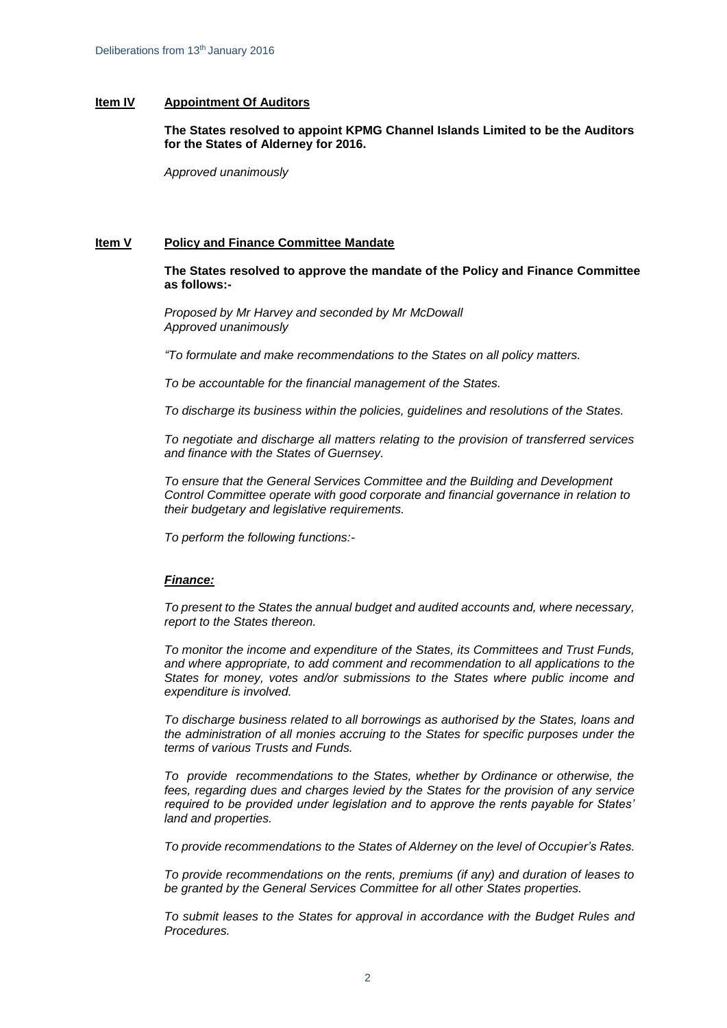**Item IV** **Appointment Of Auditors**

**The States resolved to appoint KPMG Channel Islands Limited to be the Auditors for the States of Alderney for 2016.**

*Approved unanimously*

**Item V** **Policy and Finance Committee Mandate**

**The States resolved to approve the mandate of the Policy and Finance Committee as follows:-**

*Proposed by Mr Harvey and seconded by Mr McDowall*
*Approved unanimously*

*"To formulate and make recommendations to the States on all policy matters.*

*To be accountable for the financial management of the States.*

*To discharge its business within the policies, guidelines and resolutions of the States.*

*To negotiate and discharge all matters relating to the provision of transferred services and finance with the States of Guernsey.*

*To ensure that the General Services Committee and the Building and Development Control Committee operate with good corporate and financial governance in relation to their budgetary and legislative requirements.*

*To perform the following functions:-*

***Finance:***

*To present to the States the annual budget and audited accounts and, where necessary, report to the States thereon.*

*To monitor the income and expenditure of the States, its Committees and Trust Funds, and where appropriate, to add comment and recommendation to all applications to the States for money, votes and/or submissions to the States where public income and expenditure is involved.*

*To discharge business related to all borrowings as authorised by the States, loans and the administration of all monies accruing to the States for specific purposes under the terms of various Trusts and Funds.*

*To provide recommendations to the States, whether by Ordinance or otherwise, the fees, regarding dues and charges levied by the States for the provision of any service required to be provided under legislation and to approve the rents payable for States' land and properties.*

*To provide recommendations to the States of Alderney on the level of Occupier's Rates.*

*To provide recommendations on the rents, premiums (if any) and duration of leases to be granted by the General Services Committee for all other States properties.*

*To submit leases to the States for approval in accordance with the Budget Rules and Procedures.*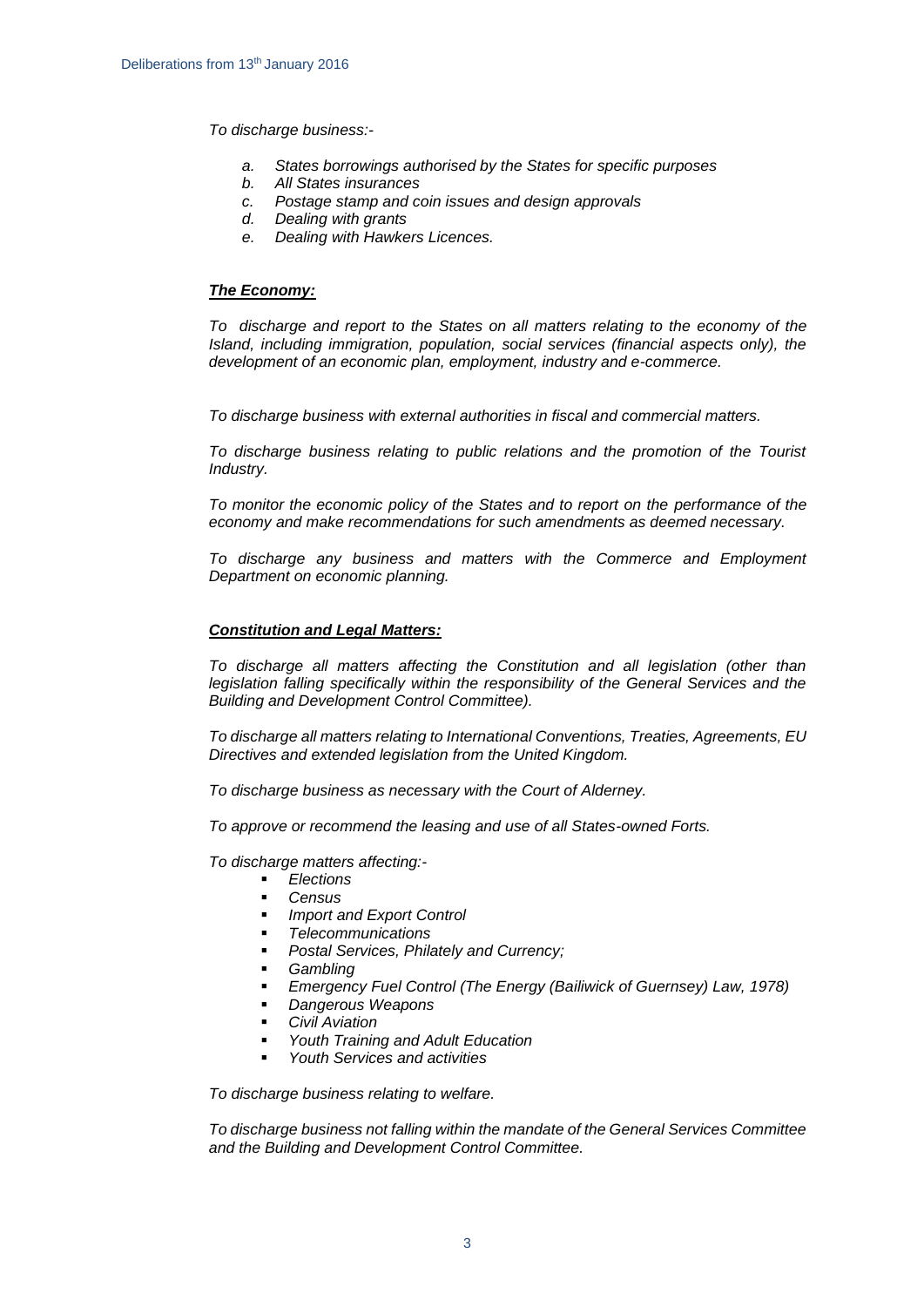*To discharge business:-*

*a. States borrowings authorised by the States for specific purposes*
*b. All States insurances*
*c. Postage stamp and coin issues and design approvals*
*d. Dealing with grants*
*e. Dealing with Hawkers Licences.*

***The Economy:***

*To discharge and report to the States on all matters relating to the economy of the Island, including immigration, population, social services (financial aspects only), the development of an economic plan, employment, industry and e-commerce.*

*To discharge business with external authorities in fiscal and commercial matters.*

*To discharge business relating to public relations and the promotion of the Tourist Industry.*

*To monitor the economic policy of the States and to report on the performance of the economy and make recommendations for such amendments as deemed necessary.*

*To discharge any business and matters with the Commerce and Employment Department on economic planning.*

***Constitution and Legal Matters:***

*To discharge all matters affecting the Constitution and all legislation (other than legislation falling specifically within the responsibility of the General Services and the Building and Development Control Committee).*

*To discharge all matters relating to International Conventions, Treaties, Agreements, EU Directives and extended legislation from the United Kingdom.*

*To discharge business as necessary with the Court of Alderney.*

*To approve or recommend the leasing and use of all States-owned Forts.*

*To discharge matters affecting:-*

- *Elections*
- *Census*
- *Import and Export Control*
- *Telecommunications*
- *Postal Services, Philately and Currency;*
- *Gambling*
- *Emergency Fuel Control (The Energy (Bailiwick of Guernsey) Law, 1978)*
- *Dangerous Weapons*
- *Civil Aviation*
- *Youth Training and Adult Education*
- *Youth Services and activities*

*To discharge business relating to welfare.*

*To discharge business not falling within the mandate of the General Services Committee and the Building and Development Control Committee.*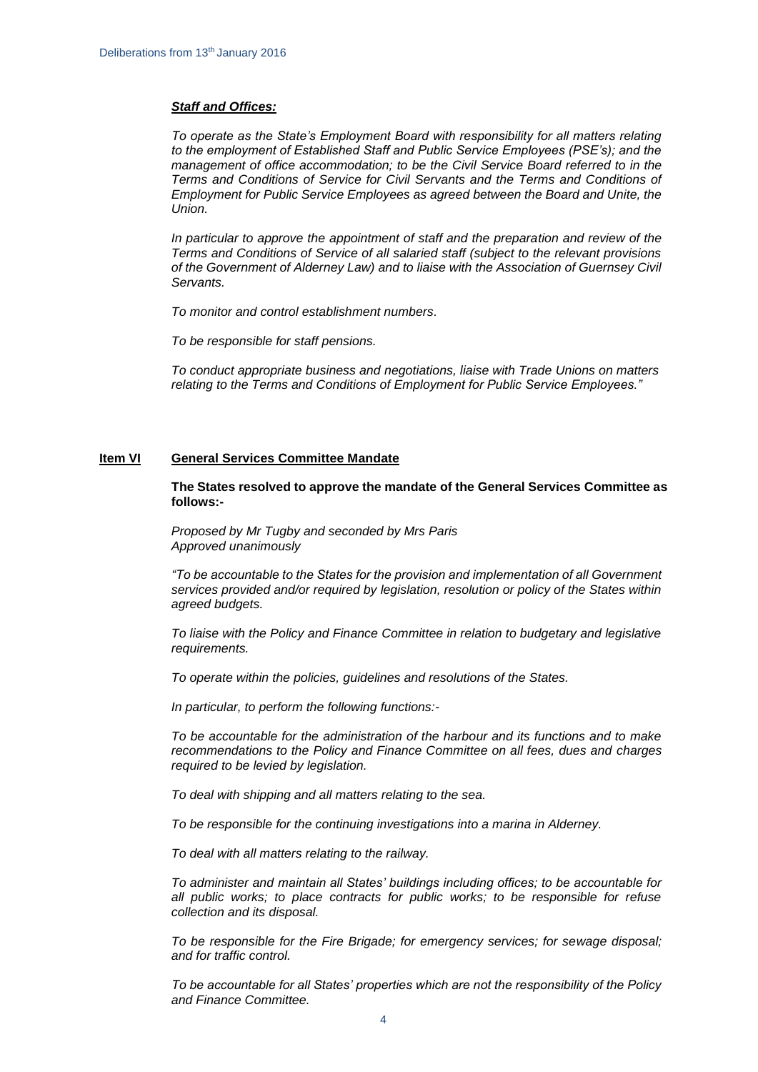***Staff and Offices:***

*To operate as the State's Employment Board with responsibility for all matters relating to the employment of Established Staff and Public Service Employees (PSE's); and the management of office accommodation; to be the Civil Service Board referred to in the Terms and Conditions of Service for Civil Servants and the Terms and Conditions of Employment for Public Service Employees as agreed between the Board and Unite, the Union.*

*In particular to approve the appointment of staff and the preparation and review of the Terms and Conditions of Service of all salaried staff (subject to the relevant provisions of the Government of Alderney Law) and to liaise with the Association of Guernsey Civil Servants.*

*To monitor and control establishment numbers.*

*To be responsible for staff pensions.*

*To conduct appropriate business and negotiations, liaise with Trade Unions on matters relating to the Terms and Conditions of Employment for Public Service Employees."*

## **Item VI** **General Services Committee Mandate**

**The States resolved to approve the mandate of the General Services Committee as follows:-**

*Proposed by Mr Tugby and seconded by Mrs Paris*
*Approved unanimously*

*"To be accountable to the States for the provision and implementation of all Government services provided and/or required by legislation, resolution or policy of the States within agreed budgets.*

*To liaise with the Policy and Finance Committee in relation to budgetary and legislative requirements.*

*To operate within the policies, guidelines and resolutions of the States.*

*In particular, to perform the following functions:-*

*To be accountable for the administration of the harbour and its functions and to make recommendations to the Policy and Finance Committee on all fees, dues and charges required to be levied by legislation.*

*To deal with shipping and all matters relating to the sea.*

*To be responsible for the continuing investigations into a marina in Alderney.*

*To deal with all matters relating to the railway.*

*To administer and maintain all States' buildings including offices; to be accountable for all public works; to place contracts for public works; to be responsible for refuse collection and its disposal.*

*To be responsible for the Fire Brigade; for emergency services; for sewage disposal; and for traffic control.*

*To be accountable for all States' properties which are not the responsibility of the Policy and Finance Committee.*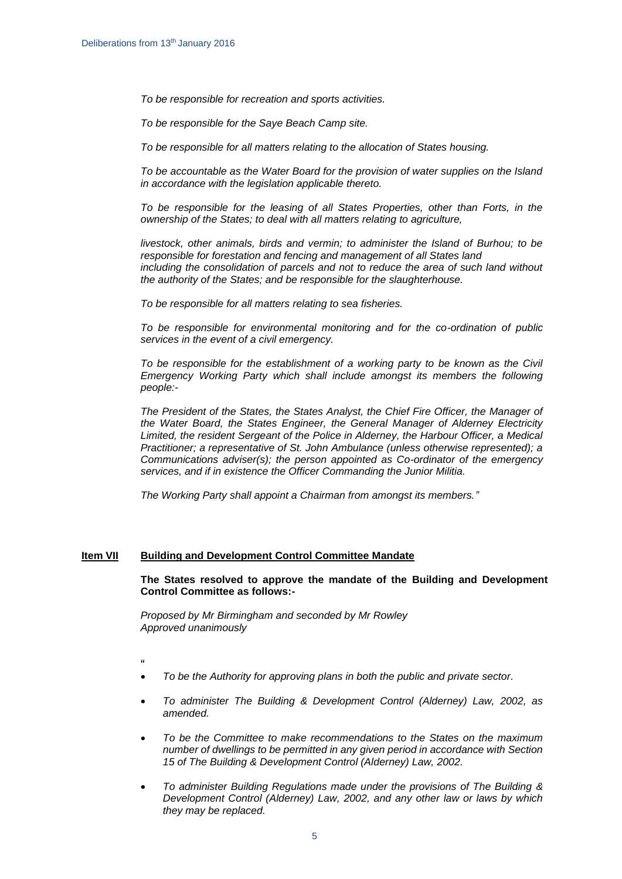*To be responsible for recreation and sports activities.*

*To be responsible for the Saye Beach Camp site.*

*To be responsible for all matters relating to the allocation of States housing.*

*To be accountable as the Water Board for the provision of water supplies on the Island in accordance with the legislation applicable thereto.*

*To be responsible for the leasing of all States Properties, other than Forts, in the ownership of the States; to deal with all matters relating to agriculture,*

*livestock, other animals, birds and vermin; to administer the Island of Burhou; to be responsible for forestation and fencing and management of all States land including the consolidation of parcels and not to reduce the area of such land without the authority of the States; and be responsible for the slaughterhouse.*

*To be responsible for all matters relating to sea fisheries.*

*To be responsible for environmental monitoring and for the co-ordination of public services in the event of a civil emergency.*

*To be responsible for the establishment of a working party to be known as the Civil Emergency Working Party which shall include amongst its members the following people:-*

*The President of the States, the States Analyst, the Chief Fire Officer, the Manager of the Water Board, the States Engineer, the General Manager of Alderney Electricity Limited, the resident Sergeant of the Police in Alderney, the Harbour Officer, a Medical Practitioner; a representative of St. John Ambulance (unless otherwise represented); a Communications adviser(s); the person appointed as Co-ordinator of the emergency services, and if in existence the Officer Commanding the Junior Militia.*

*The Working Party shall appoint a Chairman from amongst its members."*

## **Item VII** **Building and Development Control Committee Mandate**

**The States resolved to approve the mandate of the Building and Development Control Committee as follows:-**

*Proposed by Mr Birmingham and seconded by Mr Rowley*
*Approved unanimously*

"

- *To be the Authority for approving plans in both the public and private sector.*
- *To administer The Building & Development Control (Alderney) Law, 2002, as amended.*
- *To be the Committee to make recommendations to the States on the maximum number of dwellings to be permitted in any given period in accordance with Section 15 of The Building & Development Control (Alderney) Law, 2002.*
- *To administer Building Regulations made under the provisions of The Building & Development Control (Alderney) Law, 2002, and any other law or laws by which they may be replaced.*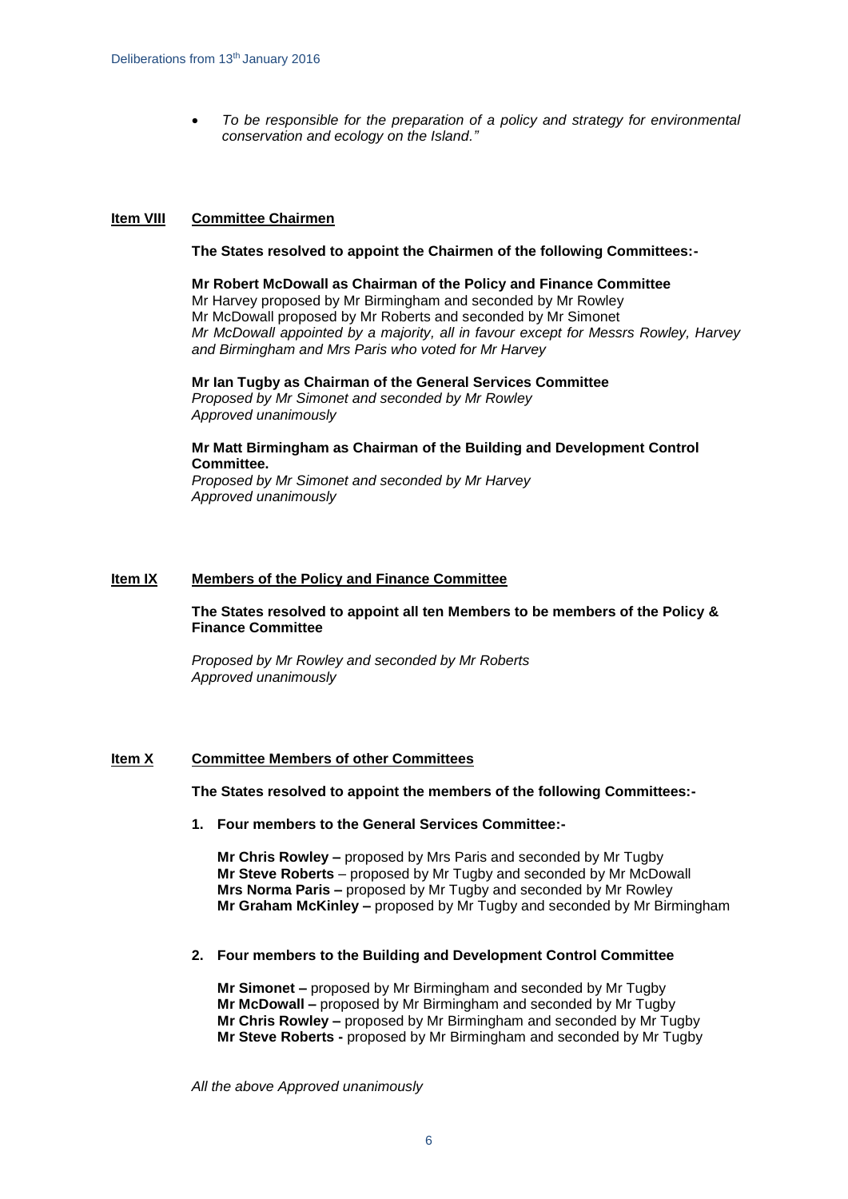- *To be responsible for the preparation of a policy and strategy for environmental conservation and ecology on the Island."*

## Item VIII Committee Chairmen

**The States resolved to appoint the Chairmen of the following Committees:-**

**Mr Robert McDowall as Chairman of the Policy and Finance Committee**
Mr Harvey proposed by Mr Birmingham and seconded by Mr Rowley
Mr McDowall proposed by Mr Roberts and seconded by Mr Simonet
*Mr McDowall appointed by a majority, all in favour except for Messrs Rowley, Harvey and Birmingham and Mrs Paris who voted for Mr Harvey*

**Mr Ian Tugby as Chairman of the General Services Committee**
*Proposed by Mr Simonet and seconded by Mr Rowley*
*Approved unanimously*

**Mr Matt Birmingham as Chairman of the Building and Development Control Committee.**
*Proposed by Mr Simonet and seconded by Mr Harvey*
*Approved unanimously*

## Item IX Members of the Policy and Finance Committee

**The States resolved to appoint all ten Members to be members of the Policy & Finance Committee**

*Proposed by Mr Rowley and seconded by Mr Roberts*
*Approved unanimously*

## Item X Committee Members of other Committees

**The States resolved to appoint the members of the following Committees:-**

1. **Four members to the General Services Committee:-**

   **Mr Chris Rowley –** proposed by Mrs Paris and seconded by Mr Tugby
   **Mr Steve Roberts** – proposed by Mr Tugby and seconded by Mr McDowall
   **Mrs Norma Paris –** proposed by Mr Tugby and seconded by Mr Rowley
   **Mr Graham McKinley –** proposed by Mr Tugby and seconded by Mr Birmingham

2. **Four members to the Building and Development Control Committee**

   **Mr Simonet –** proposed by Mr Birmingham and seconded by Mr Tugby
   **Mr McDowall –** proposed by Mr Birmingham and seconded by Mr Tugby
   **Mr Chris Rowley –** proposed by Mr Birmingham and seconded by Mr Tugby
   **Mr Steve Roberts -** proposed by Mr Birmingham and seconded by Mr Tugby

*All the above Approved unanimously*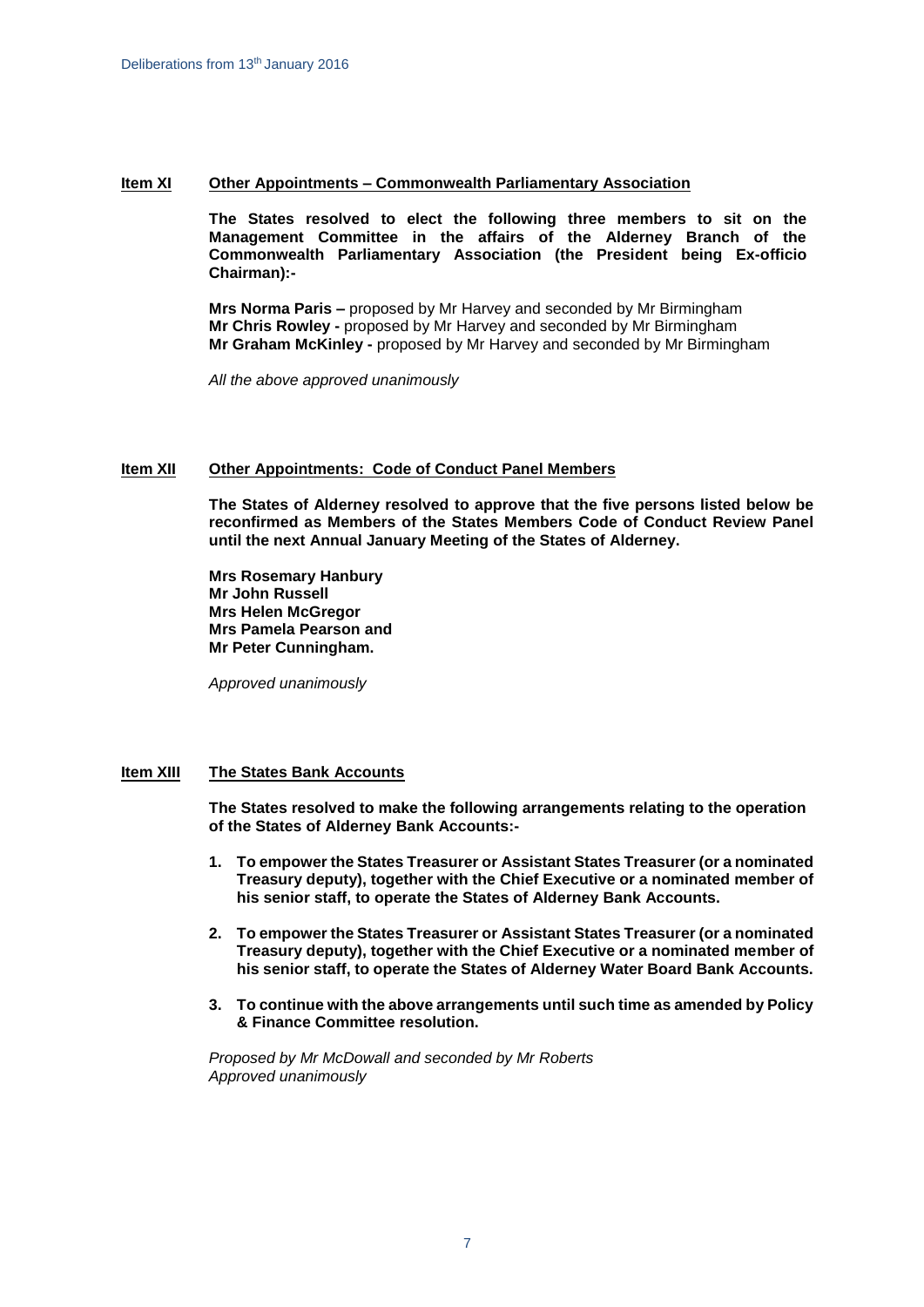**Item XI** **Other Appointments – Commonwealth Parliamentary Association**

**The States resolved to elect the following three members to sit on the Management Committee in the affairs of the Alderney Branch of the Commonwealth Parliamentary Association (the President being Ex-officio Chairman):-**

**Mrs Norma Paris –** proposed by Mr Harvey and seconded by Mr Birmingham
**Mr Chris Rowley -** proposed by Mr Harvey and seconded by Mr Birmingham
**Mr Graham McKinley -** proposed by Mr Harvey and seconded by Mr Birmingham

*All the above approved unanimously*

**Item XII** **Other Appointments: Code of Conduct Panel Members**

**The States of Alderney resolved to approve that the five persons listed below be reconfirmed as Members of the States Members Code of Conduct Review Panel until the next Annual January Meeting of the States of Alderney.**

**Mrs Rosemary Hanbury**
**Mr John Russell**
**Mrs Helen McGregor**
**Mrs Pamela Pearson and**
**Mr Peter Cunningham.**

*Approved unanimously*

**Item XIII** **The States Bank Accounts**

**The States resolved to make the following arrangements relating to the operation of the States of Alderney Bank Accounts:-**

1. **To empower the States Treasurer or Assistant States Treasurer (or a nominated Treasury deputy), together with the Chief Executive or a nominated member of his senior staff, to operate the States of Alderney Bank Accounts.**
2. **To empower the States Treasurer or Assistant States Treasurer (or a nominated Treasury deputy), together with the Chief Executive or a nominated member of his senior staff, to operate the States of Alderney Water Board Bank Accounts.**
3. **To continue with the above arrangements until such time as amended by Policy & Finance Committee resolution.**

*Proposed by Mr McDowall and seconded by Mr Roberts*
*Approved unanimously*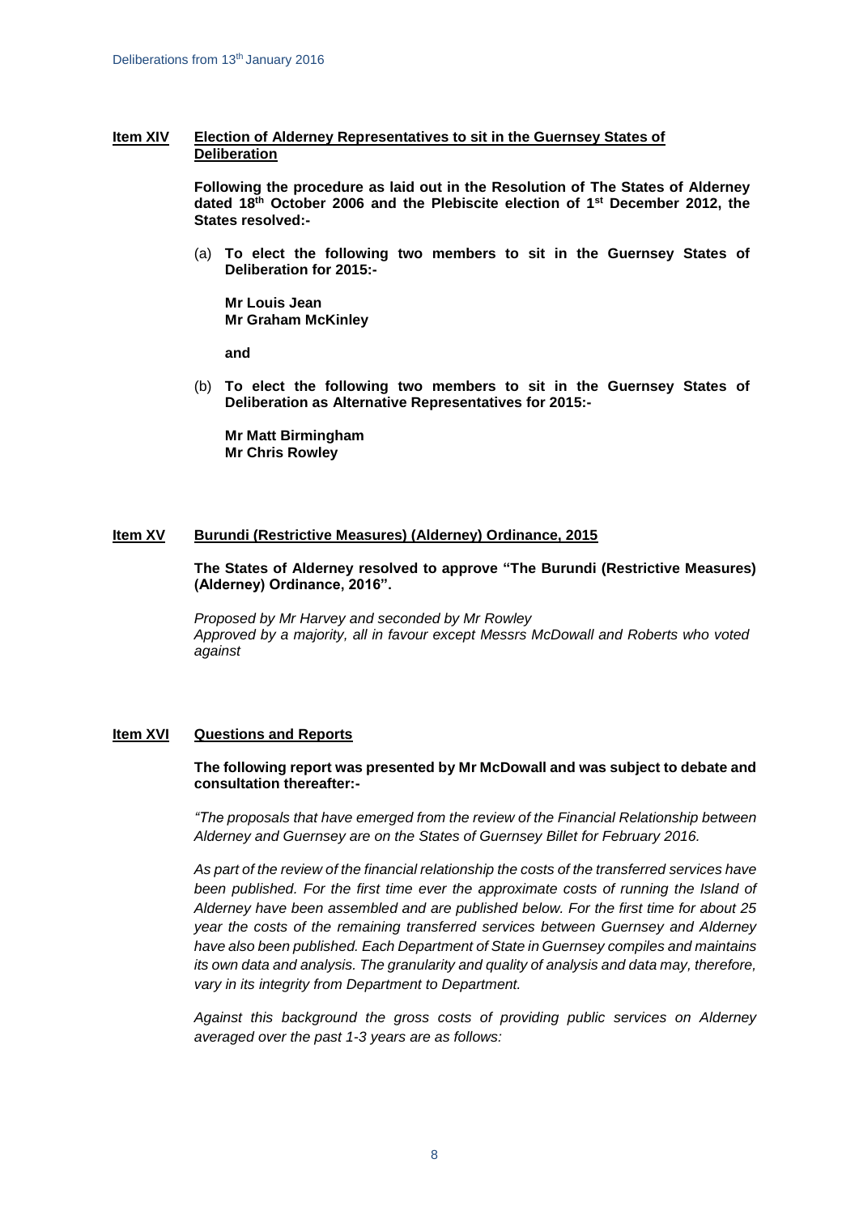### Item XIV Election of Alderney Representatives to sit in the Guernsey States of Deliberation

**Following the procedure as laid out in the Resolution of The States of Alderney dated 18th October 2006 and the Plebiscite election of 1st December 2012, the States resolved:-**

(a) **To elect the following two members to sit in the Guernsey States of Deliberation for 2015:-**

**Mr Louis Jean**
**Mr Graham McKinley**

**and**

(b) **To elect the following two members to sit in the Guernsey States of Deliberation as Alternative Representatives for 2015:-**

**Mr Matt Birmingham**
**Mr Chris Rowley**

### Item XV Burundi (Restrictive Measures) (Alderney) Ordinance, 2015

**The States of Alderney resolved to approve "The Burundi (Restrictive Measures) (Alderney) Ordinance, 2016".**

*Proposed by Mr Harvey and seconded by Mr Rowley*
*Approved by a majority, all in favour except Messrs McDowall and Roberts who voted against*

### Item XVI Questions and Reports

**The following report was presented by Mr McDowall and was subject to debate and consultation thereafter:-**

*"The proposals that have emerged from the review of the Financial Relationship between Alderney and Guernsey are on the States of Guernsey Billet for February 2016.*

*As part of the review of the financial relationship the costs of the transferred services have been published. For the first time ever the approximate costs of running the Island of Alderney have been assembled and are published below. For the first time for about 25 year the costs of the remaining transferred services between Guernsey and Alderney have also been published. Each Department of State in Guernsey compiles and maintains its own data and analysis. The granularity and quality of analysis and data may, therefore, vary in its integrity from Department to Department.*

*Against this background the gross costs of providing public services on Alderney averaged over the past 1-3 years are as follows:*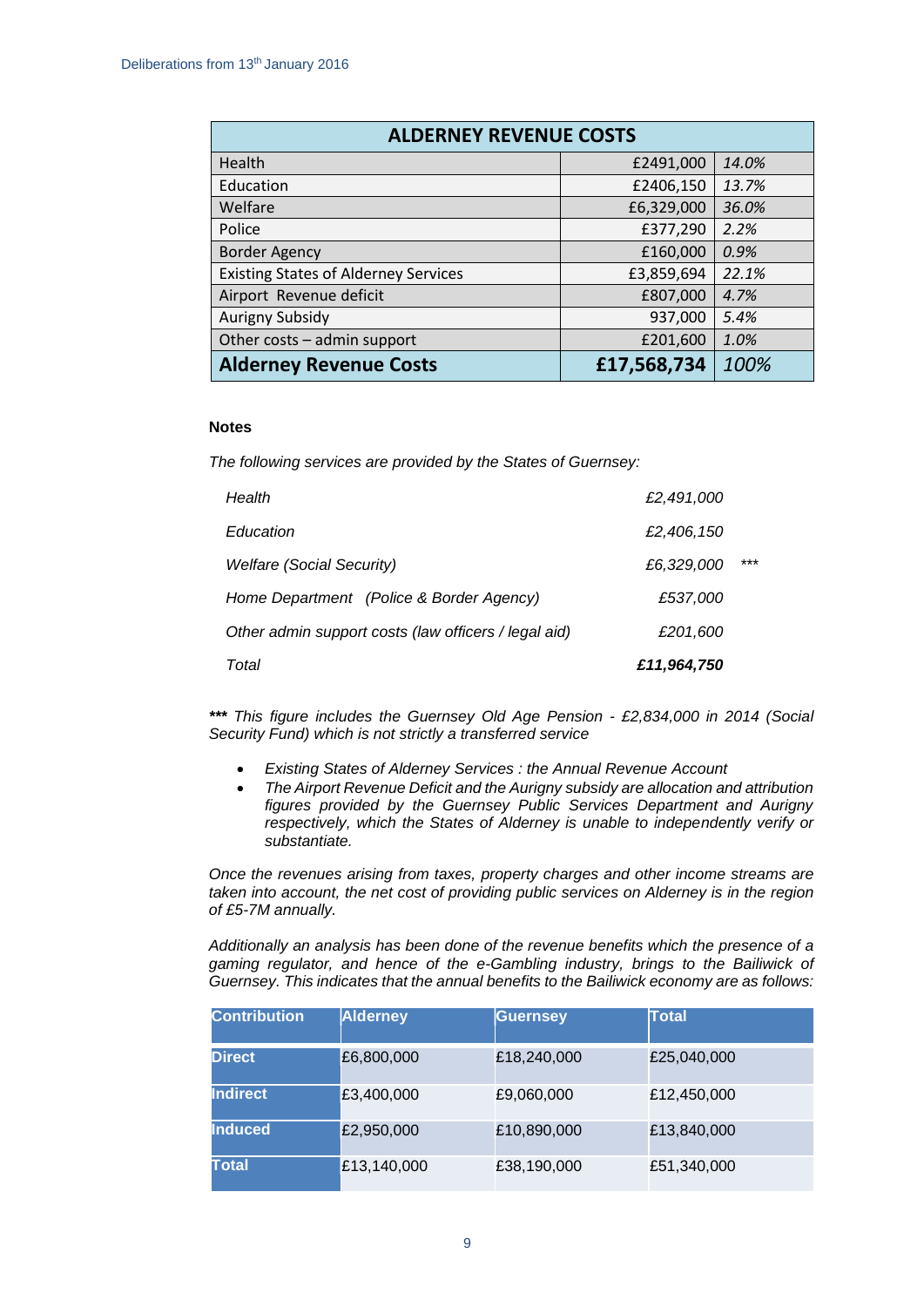| ALDERNEY REVENUE COSTS | | |
|---|---|---|
| Health | £2491,000 | *14.0%* |
| Education | £2406,150 | *13.7%* |
| Welfare | £6,329,000 | *36.0%* |
| Police | £377,290 | *2.2%* |
| Border Agency | £160,000 | *0.9%* |
| Existing States of Alderney Services | £3,859,694 | *22.1%* |
| Airport Revenue deficit | £807,000 | *4.7%* |
| Aurigny Subsidy | 937,000 | *5.4%* |
| Other costs – admin support | £201,600 | *1.0%* |
| **Alderney Revenue Costs** | **£17,568,734** | *100%* |

**Notes**

*The following services are provided by the States of Guernsey:*

| | | |
|---|---|---|
| *Health* | *£2,491,000* | |
| *Education* | *£2,406,150* | |
| *Welfare (Social Security)* | *£6,329,000* | *** |
| *Home Department (Police & Border Agency)* | *£537,000* | |
| *Other admin support costs (law officers / legal aid)* | *£201,600* | |
| *Total* | ***£11,964,750*** | |

***\*\*\** This figure includes the Guernsey Old Age Pension - £2,834,000 in 2014 (Social Security Fund) which is not strictly a transferred service*

- *Existing States of Alderney Services : the Annual Revenue Account*
- *The Airport Revenue Deficit and the Aurigny subsidy are allocation and attribution figures provided by the Guernsey Public Services Department and Aurigny respectively, which the States of Alderney is unable to independently verify or substantiate.*

*Once the revenues arising from taxes, property charges and other income streams are taken into account, the net cost of providing public services on Alderney is in the region of £5-7M annually.*

*Additionally an analysis has been done of the revenue benefits which the presence of a gaming regulator, and hence of the e-Gambling industry, brings to the Bailiwick of Guernsey. This indicates that the annual benefits to the Bailiwick economy are as follows:*

| Contribution | Alderney | Guernsey | Total |
|---|---|---|---|
| **Direct** | £6,800,000 | £18,240,000 | £25,040,000 |
| **Indirect** | £3,400,000 | £9,060,000 | £12,450,000 |
| **Induced** | £2,950,000 | £10,890,000 | £13,840,000 |
| **Total** | £13,140,000 | £38,190,000 | £51,340,000 |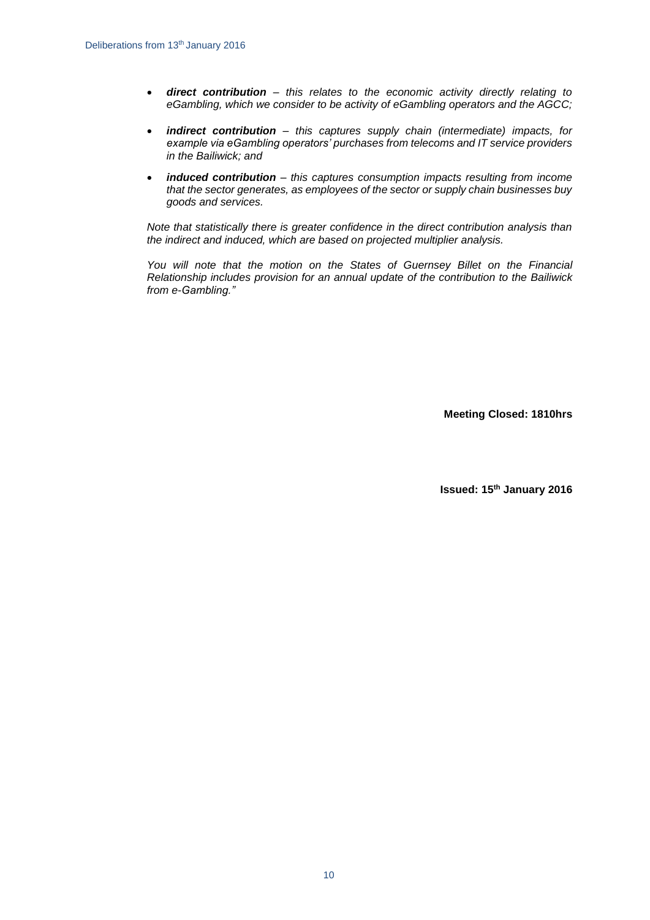- ***direct contribution*** *– this relates to the economic activity directly relating to eGambling, which we consider to be activity of eGambling operators and the AGCC;*
- ***indirect contribution*** *– this captures supply chain (intermediate) impacts, for example via eGambling operators' purchases from telecoms and IT service providers in the Bailiwick; and*
- ***induced contribution*** *– this captures consumption impacts resulting from income that the sector generates, as employees of the sector or supply chain businesses buy goods and services.*

*Note that statistically there is greater confidence in the direct contribution analysis than the indirect and induced, which are based on projected multiplier analysis.*

*You will note that the motion on the States of Guernsey Billet on the Financial Relationship includes provision for an annual update of the contribution to the Bailiwick from e-Gambling."*

**Meeting Closed: 1810hrs**

**Issued: 15th January 2016**